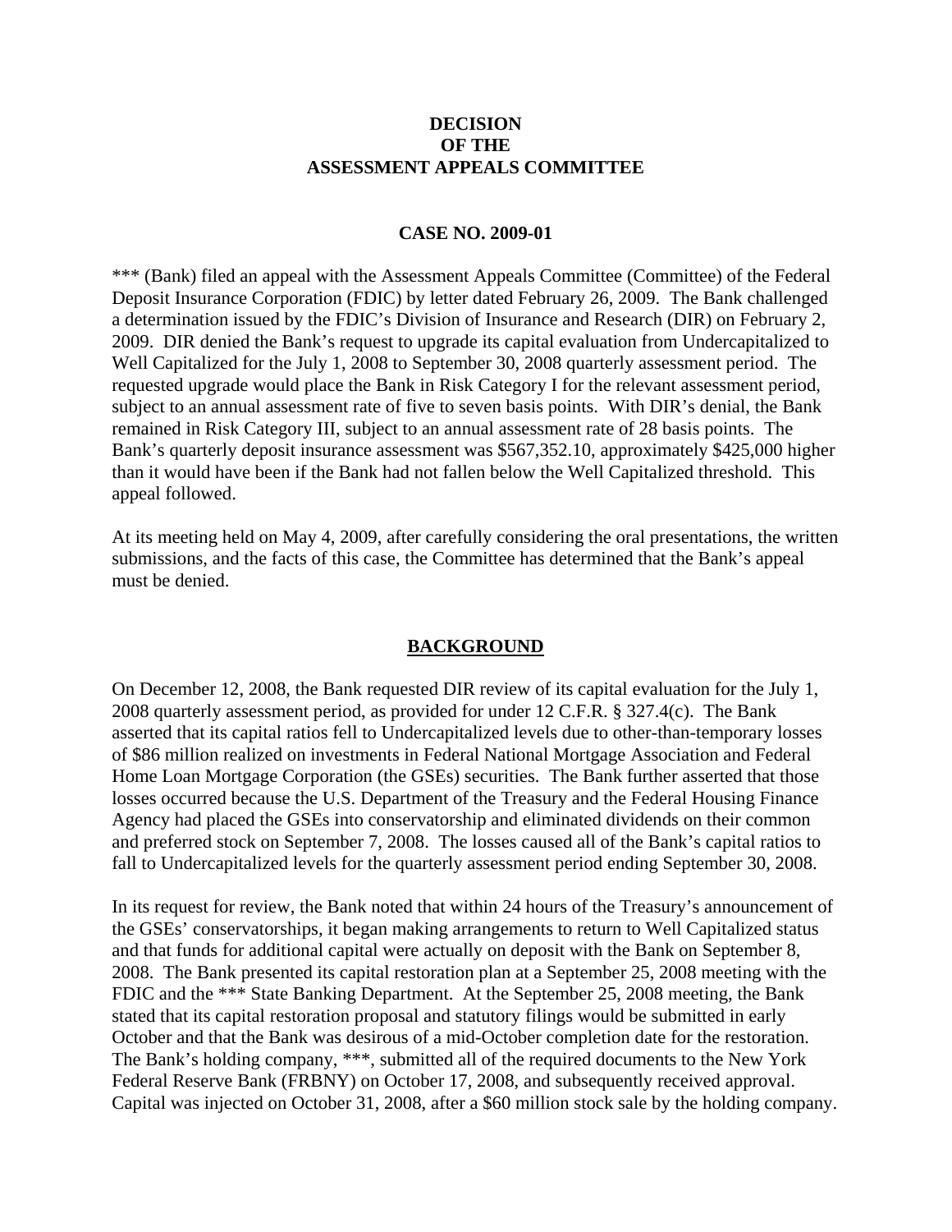# DECISION
# OF THE
# ASSESSMENT APPEALS COMMITTEE

## CASE NO. 2009-01

*** (Bank) filed an appeal with the Assessment Appeals Committee (Committee) of the Federal Deposit Insurance Corporation (FDIC) by letter dated February 26, 2009. The Bank challenged a determination issued by the FDIC's Division of Insurance and Research (DIR) on February 2, 2009. DIR denied the Bank's request to upgrade its capital evaluation from Undercapitalized to Well Capitalized for the July 1, 2008 to September 30, 2008 quarterly assessment period. The requested upgrade would place the Bank in Risk Category I for the relevant assessment period, subject to an annual assessment rate of five to seven basis points. With DIR's denial, the Bank remained in Risk Category III, subject to an annual assessment rate of 28 basis points. The Bank's quarterly deposit insurance assessment was $567,352.10, approximately $425,000 higher than it would have been if the Bank had not fallen below the Well Capitalized threshold. This appeal followed.

At its meeting held on May 4, 2009, after carefully considering the oral presentations, the written submissions, and the facts of this case, the Committee has determined that the Bank's appeal must be denied.

## BACKGROUND

On December 12, 2008, the Bank requested DIR review of its capital evaluation for the July 1, 2008 quarterly assessment period, as provided for under 12 C.F.R. § 327.4(c). The Bank asserted that its capital ratios fell to Undercapitalized levels due to other-than-temporary losses of $86 million realized on investments in Federal National Mortgage Association and Federal Home Loan Mortgage Corporation (the GSEs) securities. The Bank further asserted that those losses occurred because the U.S. Department of the Treasury and the Federal Housing Finance Agency had placed the GSEs into conservatorship and eliminated dividends on their common and preferred stock on September 7, 2008. The losses caused all of the Bank's capital ratios to fall to Undercapitalized levels for the quarterly assessment period ending September 30, 2008.

In its request for review, the Bank noted that within 24 hours of the Treasury's announcement of the GSEs' conservatorships, it began making arrangements to return to Well Capitalized status and that funds for additional capital were actually on deposit with the Bank on September 8, 2008. The Bank presented its capital restoration plan at a September 25, 2008 meeting with the FDIC and the *** State Banking Department. At the September 25, 2008 meeting, the Bank stated that its capital restoration proposal and statutory filings would be submitted in early October and that the Bank was desirous of a mid-October completion date for the restoration. The Bank's holding company, ***, submitted all of the required documents to the New York Federal Reserve Bank (FRBNY) on October 17, 2008, and subsequently received approval. Capital was injected on October 31, 2008, after a $60 million stock sale by the holding company.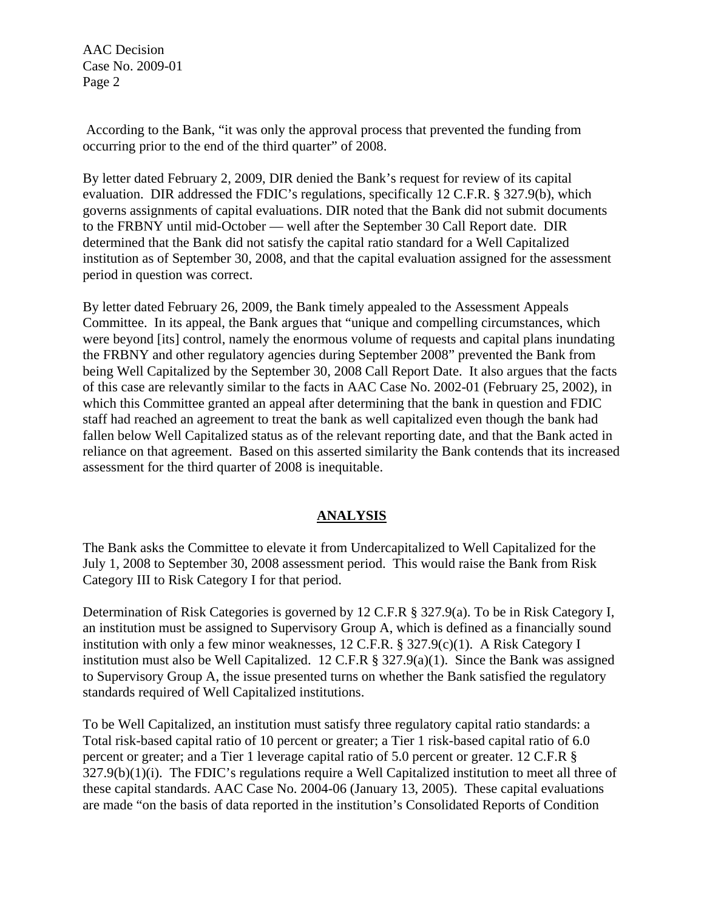According to the Bank, "it was only the approval process that prevented the funding from occurring prior to the end of the third quarter" of 2008.

By letter dated February 2, 2009, DIR denied the Bank's request for review of its capital evaluation. DIR addressed the FDIC's regulations, specifically 12 C.F.R. § 327.9(b), which governs assignments of capital evaluations. DIR noted that the Bank did not submit documents to the FRBNY until mid-October — well after the September 30 Call Report date. DIR determined that the Bank did not satisfy the capital ratio standard for a Well Capitalized institution as of September 30, 2008, and that the capital evaluation assigned for the assessment period in question was correct.

By letter dated February 26, 2009, the Bank timely appealed to the Assessment Appeals Committee. In its appeal, the Bank argues that "unique and compelling circumstances, which were beyond [its] control, namely the enormous volume of requests and capital plans inundating the FRBNY and other regulatory agencies during September 2008" prevented the Bank from being Well Capitalized by the September 30, 2008 Call Report Date. It also argues that the facts of this case are relevantly similar to the facts in AAC Case No. 2002-01 (February 25, 2002), in which this Committee granted an appeal after determining that the bank in question and FDIC staff had reached an agreement to treat the bank as well capitalized even though the bank had fallen below Well Capitalized status as of the relevant reporting date, and that the Bank acted in reliance on that agreement. Based on this asserted similarity the Bank contends that its increased assessment for the third quarter of 2008 is inequitable.

## ANALYSIS

The Bank asks the Committee to elevate it from Undercapitalized to Well Capitalized for the July 1, 2008 to September 30, 2008 assessment period. This would raise the Bank from Risk Category III to Risk Category I for that period.

Determination of Risk Categories is governed by 12 C.F.R § 327.9(a). To be in Risk Category I, an institution must be assigned to Supervisory Group A, which is defined as a financially sound institution with only a few minor weaknesses, 12 C.F.R. § 327.9(c)(1). A Risk Category I institution must also be Well Capitalized. 12 C.F.R § 327.9(a)(1). Since the Bank was assigned to Supervisory Group A, the issue presented turns on whether the Bank satisfied the regulatory standards required of Well Capitalized institutions.

To be Well Capitalized, an institution must satisfy three regulatory capital ratio standards: a Total risk-based capital ratio of 10 percent or greater; a Tier 1 risk-based capital ratio of 6.0 percent or greater; and a Tier 1 leverage capital ratio of 5.0 percent or greater. 12 C.F.R § 327.9(b)(1)(i). The FDIC's regulations require a Well Capitalized institution to meet all three of these capital standards. AAC Case No. 2004-06 (January 13, 2005). These capital evaluations are made "on the basis of data reported in the institution's Consolidated Reports of Condition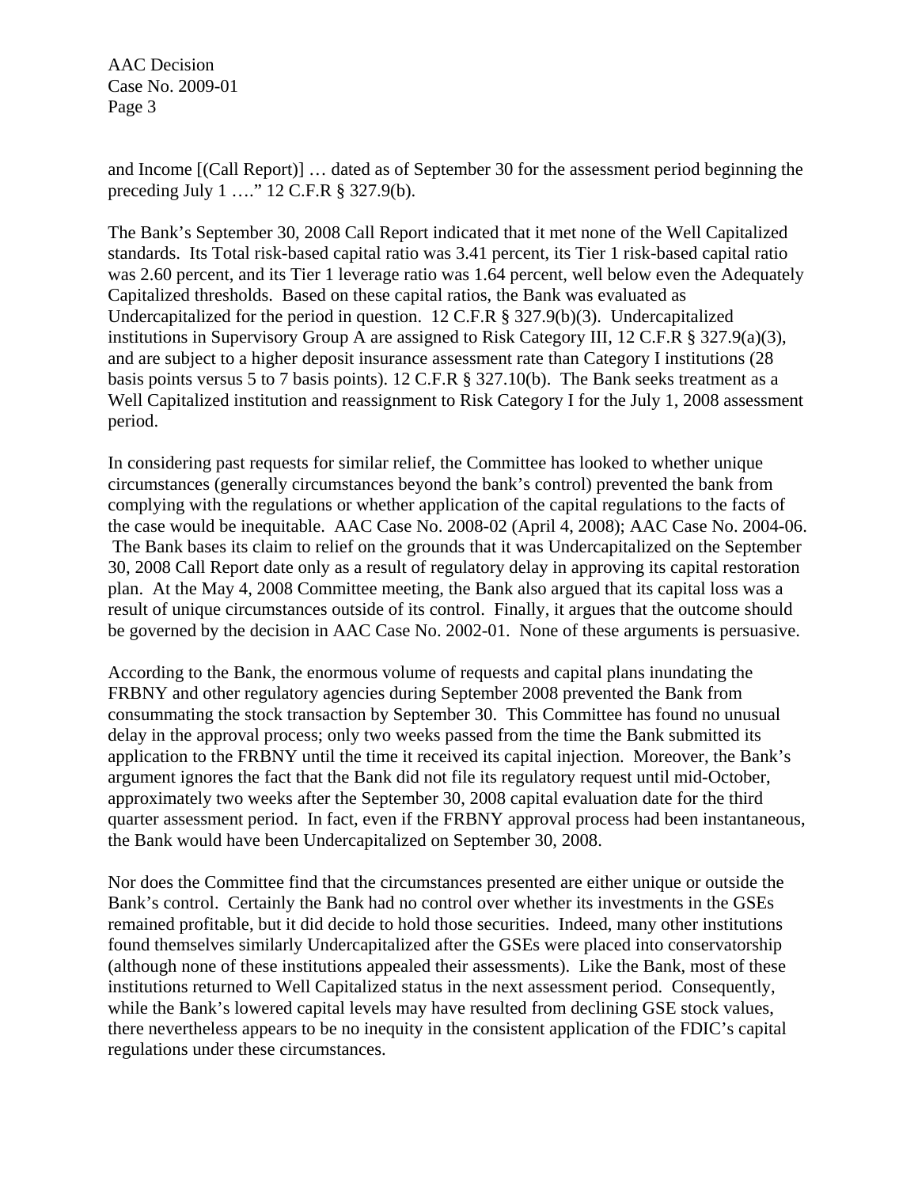and Income [(Call Report)] … dated as of September 30 for the assessment period beginning the preceding July 1 …." 12 C.F.R § 327.9(b).

The Bank's September 30, 2008 Call Report indicated that it met none of the Well Capitalized standards. Its Total risk-based capital ratio was 3.41 percent, its Tier 1 risk-based capital ratio was 2.60 percent, and its Tier 1 leverage ratio was 1.64 percent, well below even the Adequately Capitalized thresholds. Based on these capital ratios, the Bank was evaluated as Undercapitalized for the period in question. 12 C.F.R § 327.9(b)(3). Undercapitalized institutions in Supervisory Group A are assigned to Risk Category III, 12 C.F.R § 327.9(a)(3), and are subject to a higher deposit insurance assessment rate than Category I institutions (28 basis points versus 5 to 7 basis points). 12 C.F.R § 327.10(b). The Bank seeks treatment as a Well Capitalized institution and reassignment to Risk Category I for the July 1, 2008 assessment period.

In considering past requests for similar relief, the Committee has looked to whether unique circumstances (generally circumstances beyond the bank's control) prevented the bank from complying with the regulations or whether application of the capital regulations to the facts of the case would be inequitable. AAC Case No. 2008-02 (April 4, 2008); AAC Case No. 2004-06. The Bank bases its claim to relief on the grounds that it was Undercapitalized on the September 30, 2008 Call Report date only as a result of regulatory delay in approving its capital restoration plan. At the May 4, 2008 Committee meeting, the Bank also argued that its capital loss was a result of unique circumstances outside of its control. Finally, it argues that the outcome should be governed by the decision in AAC Case No. 2002-01. None of these arguments is persuasive.

According to the Bank, the enormous volume of requests and capital plans inundating the FRBNY and other regulatory agencies during September 2008 prevented the Bank from consummating the stock transaction by September 30. This Committee has found no unusual delay in the approval process; only two weeks passed from the time the Bank submitted its application to the FRBNY until the time it received its capital injection. Moreover, the Bank's argument ignores the fact that the Bank did not file its regulatory request until mid-October, approximately two weeks after the September 30, 2008 capital evaluation date for the third quarter assessment period. In fact, even if the FRBNY approval process had been instantaneous, the Bank would have been Undercapitalized on September 30, 2008.

Nor does the Committee find that the circumstances presented are either unique or outside the Bank's control. Certainly the Bank had no control over whether its investments in the GSEs remained profitable, but it did decide to hold those securities. Indeed, many other institutions found themselves similarly Undercapitalized after the GSEs were placed into conservatorship (although none of these institutions appealed their assessments). Like the Bank, most of these institutions returned to Well Capitalized status in the next assessment period. Consequently, while the Bank's lowered capital levels may have resulted from declining GSE stock values, there nevertheless appears to be no inequity in the consistent application of the FDIC's capital regulations under these circumstances.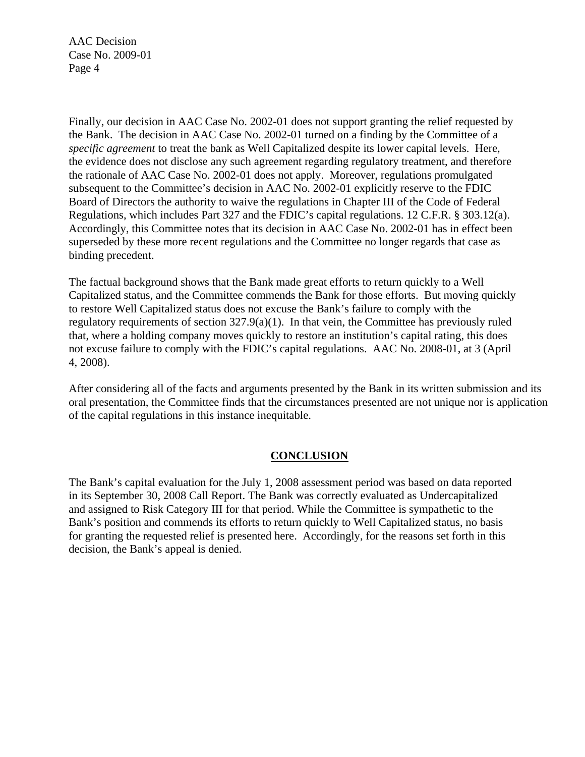Finally, our decision in AAC Case No. 2002-01 does not support granting the relief requested by the Bank. The decision in AAC Case No. 2002-01 turned on a finding by the Committee of a *specific agreement* to treat the bank as Well Capitalized despite its lower capital levels. Here, the evidence does not disclose any such agreement regarding regulatory treatment, and therefore the rationale of AAC Case No. 2002-01 does not apply. Moreover, regulations promulgated subsequent to the Committee's decision in AAC No. 2002-01 explicitly reserve to the FDIC Board of Directors the authority to waive the regulations in Chapter III of the Code of Federal Regulations, which includes Part 327 and the FDIC's capital regulations. 12 C.F.R. § 303.12(a). Accordingly, this Committee notes that its decision in AAC Case No. 2002-01 has in effect been superseded by these more recent regulations and the Committee no longer regards that case as binding precedent.

The factual background shows that the Bank made great efforts to return quickly to a Well Capitalized status, and the Committee commends the Bank for those efforts. But moving quickly to restore Well Capitalized status does not excuse the Bank's failure to comply with the regulatory requirements of section 327.9(a)(1). In that vein, the Committee has previously ruled that, where a holding company moves quickly to restore an institution's capital rating, this does not excuse failure to comply with the FDIC's capital regulations. AAC No. 2008-01, at 3 (April 4, 2008).

After considering all of the facts and arguments presented by the Bank in its written submission and its oral presentation, the Committee finds that the circumstances presented are not unique nor is application of the capital regulations in this instance inequitable.

## CONCLUSION

The Bank's capital evaluation for the July 1, 2008 assessment period was based on data reported in its September 30, 2008 Call Report. The Bank was correctly evaluated as Undercapitalized and assigned to Risk Category III for that period. While the Committee is sympathetic to the Bank's position and commends its efforts to return quickly to Well Capitalized status, no basis for granting the requested relief is presented here. Accordingly, for the reasons set forth in this decision, the Bank's appeal is denied.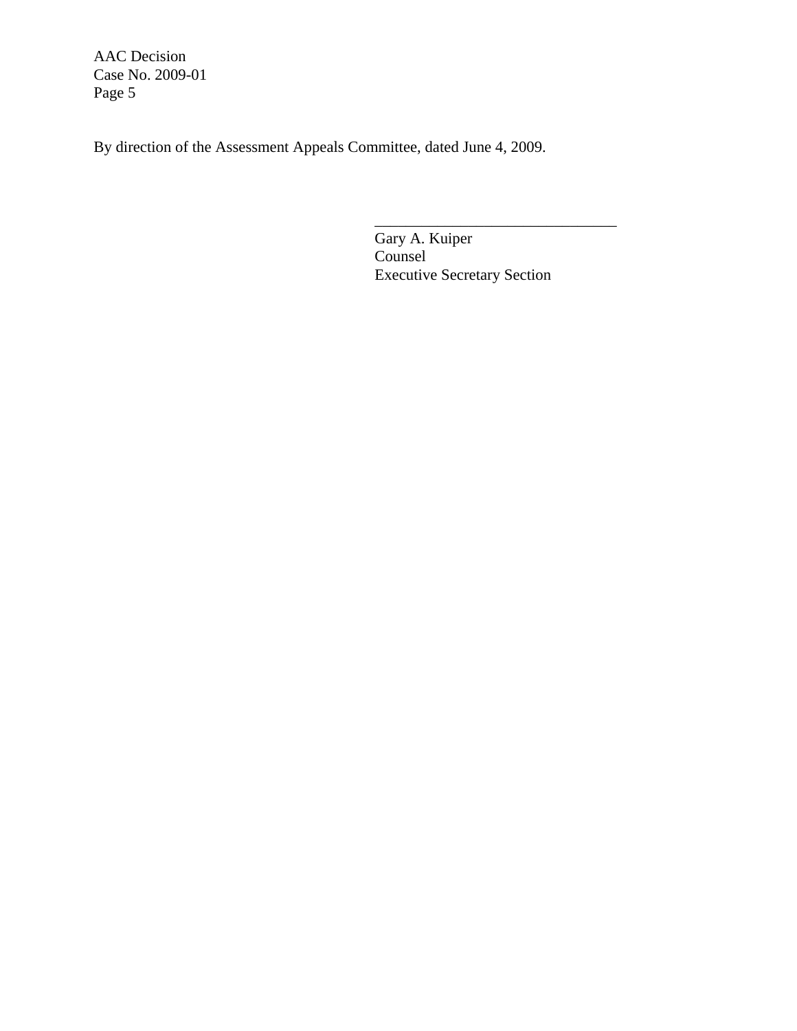By direction of the Assessment Appeals Committee, dated June 4, 2009.

\_\_\_\_\_\_\_\_\_\_\_\_\_\_\_\_\_\_\_\_\_\_\_\_\_\_\_\_\_\_\_\_

Gary A. Kuiper
Counsel
Executive Secretary Section